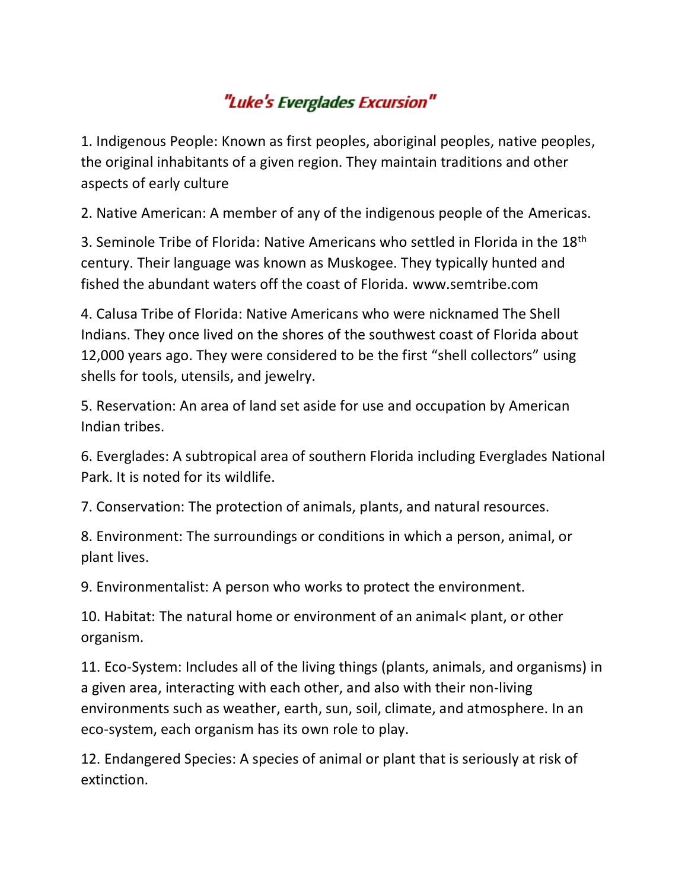# "Luke's Everglades Excursion"

1. Indigenous People: Known as first peoples, aboriginal peoples, native peoples, the original inhabitants of a given region. They maintain traditions and other aspects of early culture

2. Native American: A member of any of the indigenous people of the Americas.

3. Seminole Tribe of Florida: Native Americans who settled in Florida in the 18$^{th}$ century. Their language was known as Muskogee. They typically hunted and fished the abundant waters off the coast of Florida. www.semtribe.com

4. Calusa Tribe of Florida: Native Americans who were nicknamed The Shell Indians. They once lived on the shores of the southwest coast of Florida about 12,000 years ago. They were considered to be the first "shell collectors" using shells for tools, utensils, and jewelry.

5. Reservation: An area of land set aside for use and occupation by American Indian tribes.

6. Everglades: A subtropical area of southern Florida including Everglades National Park. It is noted for its wildlife.

7. Conservation: The protection of animals, plants, and natural resources.

8. Environment: The surroundings or conditions in which a person, animal, or plant lives.

9. Environmentalist: A person who works to protect the environment.

10. Habitat: The natural home or environment of an animal< plant, or other organism.

11. Eco-System: Includes all of the living things (plants, animals, and organisms) in a given area, interacting with each other, and also with their non-living environments such as weather, earth, sun, soil, climate, and atmosphere. In an eco-system, each organism has its own role to play.

12. Endangered Species: A species of animal or plant that is seriously at risk of extinction.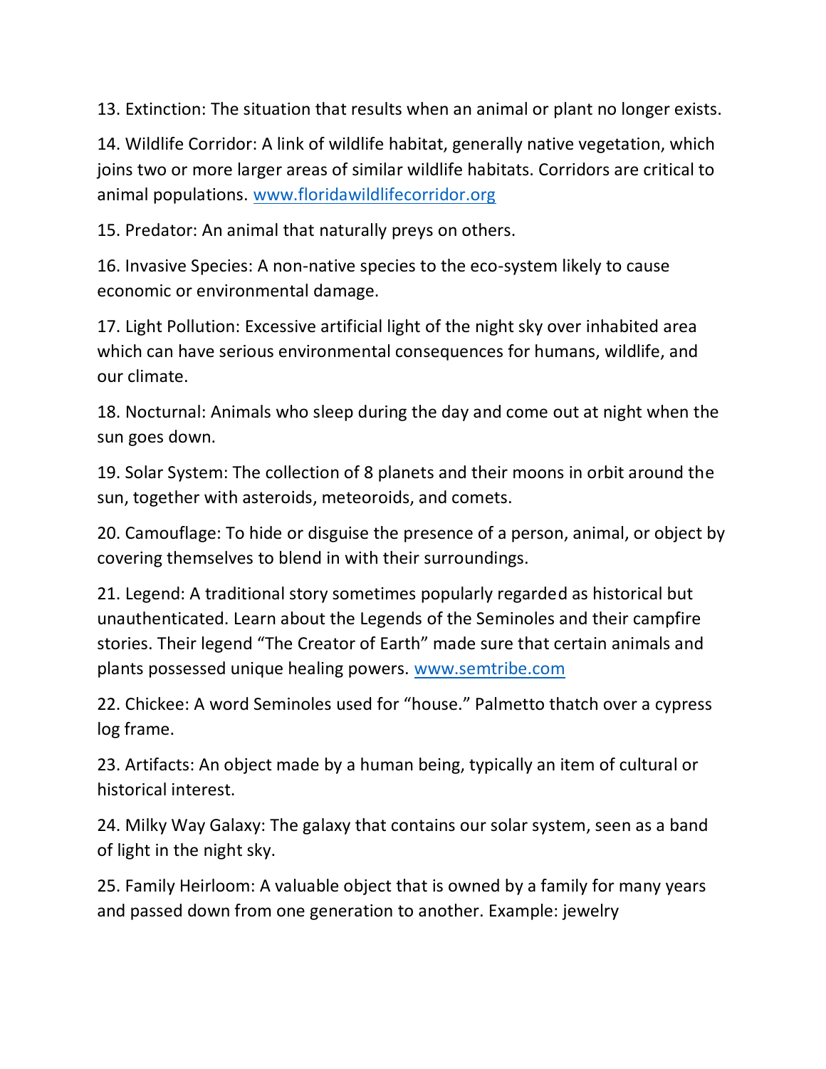13. Extinction: The situation that results when an animal or plant no longer exists.

14. Wildlife Corridor: A link of wildlife habitat, generally native vegetation, which joins two or more larger areas of similar wildlife habitats. Corridors are critical to animal populations. www.floridawildlifecorridor.org

15. Predator: An animal that naturally preys on others.

16. Invasive Species: A non-native species to the eco-system likely to cause economic or environmental damage.

17. Light Pollution: Excessive artificial light of the night sky over inhabited area which can have serious environmental consequences for humans, wildlife, and our climate.

18. Nocturnal: Animals who sleep during the day and come out at night when the sun goes down.

19. Solar System: The collection of 8 planets and their moons in orbit around the sun, together with asteroids, meteoroids, and comets.

20. Camouflage: To hide or disguise the presence of a person, animal, or object by covering themselves to blend in with their surroundings.

21. Legend: A traditional story sometimes popularly regarded as historical but unauthenticated. Learn about the Legends of the Seminoles and their campfire stories. Their legend "The Creator of Earth" made sure that certain animals and plants possessed unique healing powers. www.semtribe.com

22. Chickee: A word Seminoles used for "house." Palmetto thatch over a cypress log frame.

23. Artifacts: An object made by a human being, typically an item of cultural or historical interest.

24. Milky Way Galaxy: The galaxy that contains our solar system, seen as a band of light in the night sky.

25. Family Heirloom: A valuable object that is owned by a family for many years and passed down from one generation to another. Example: jewelry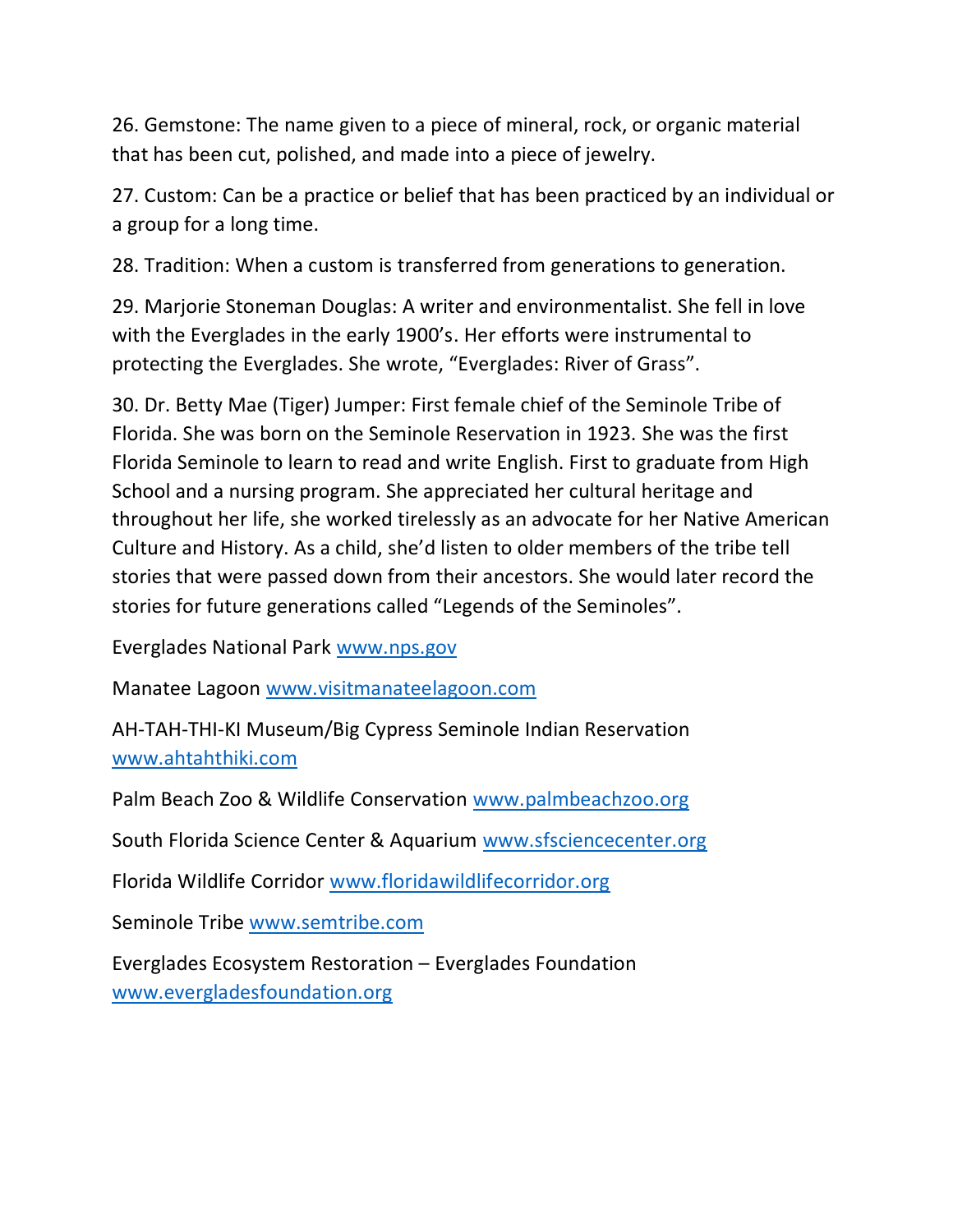26. Gemstone: The name given to a piece of mineral, rock, or organic material that has been cut, polished, and made into a piece of jewelry.

27. Custom: Can be a practice or belief that has been practiced by an individual or a group for a long time.

28. Tradition: When a custom is transferred from generations to generation.

29. Marjorie Stoneman Douglas: A writer and environmentalist. She fell in love with the Everglades in the early 1900's. Her efforts were instrumental to protecting the Everglades. She wrote, "Everglades: River of Grass".

30. Dr. Betty Mae (Tiger) Jumper: First female chief of the Seminole Tribe of Florida. She was born on the Seminole Reservation in 1923. She was the first Florida Seminole to learn to read and write English. First to graduate from High School and a nursing program. She appreciated her cultural heritage and throughout her life, she worked tirelessly as an advocate for her Native American Culture and History. As a child, she'd listen to older members of the tribe tell stories that were passed down from their ancestors. She would later record the stories for future generations called "Legends of the Seminoles".

Everglades National Park [www.nps.gov](http://www.nps.gov)

Manatee Lagoon [www.visitmanateelagoon.com](http://www.visitmanateelagoon.com)

AH-TAH-THI-KI Museum/Big Cypress Seminole Indian Reservation [www.ahtahthiki.com](http://www.ahtahthiki.com)

Palm Beach Zoo & Wildlife Conservation [www.palmbeachzoo.org](http://www.palmbeachzoo.org)

South Florida Science Center & Aquarium [www.sfsciencecenter.org](http://www.sfsciencecenter.org)

Florida Wildlife Corridor [www.floridawildlifecorridor.org](http://www.floridawildlifecorridor.org)

Seminole Tribe [www.semtribe.com](http://www.semtribe.com)

Everglades Ecosystem Restoration – Everglades Foundation [www.evergladesfoundation.org](http://www.evergladesfoundation.org)